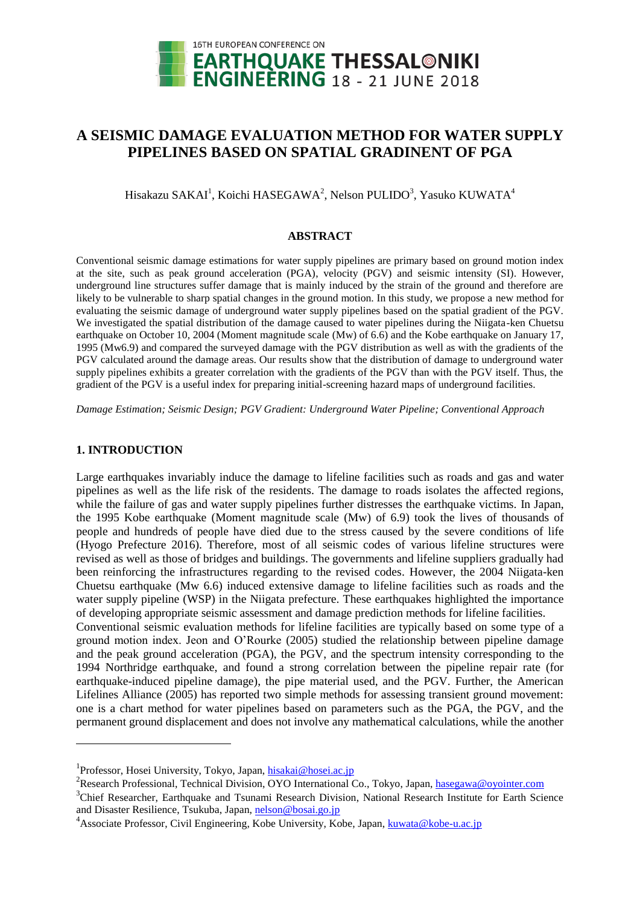# A SEISMIC DAMAGE EVALUATION METHOD FOR WATER SUPPLY PIPELINES BASED ON SPATIAL GRADINENT OF PGA

Hisakazu SAKAI[1], Koichi HASEGAWA[2], Nelson PULIDO[3], Yasuko KUWATA[4]

## ABSTRACT

Conventional seismic damage estimations for water supply pipelines are primary based on ground motion index at the site, such as peak ground acceleration (PGA), velocity (PGV) and seismic intensity (SI). However, underground line structures suffer damage that is mainly induced by the strain of the ground and therefore are likely to be vulnerable to sharp spatial changes in the ground motion. In this study, we propose a new method for evaluating the seismic damage of underground water supply pipelines based on the spatial gradient of the PGV. We investigated the spatial distribution of the damage caused to water pipelines during the Niigata-ken Chuetsu earthquake on October 10, 2004 (Moment magnitude scale (Mw) of 6.6) and the Kobe earthquake on January 17, 1995 (Mw6.9) and compared the surveyed damage with the PGV distribution as well as with the gradients of the PGV calculated around the damage areas. Our results show that the distribution of damage to underground water supply pipelines exhibits a greater correlation with the gradients of the PGV than with the PGV itself. Thus, the gradient of the PGV is a useful index for preparing initial-screening hazard maps of underground facilities.

*Damage Estimation; Seismic Design; PGV Gradient: Underground Water Pipeline; Conventional Approach*

## 1. INTRODUCTION

Large earthquakes invariably induce the damage to lifeline facilities such as roads and gas and water pipelines as well as the life risk of the residents. The damage to roads isolates the affected regions, while the failure of gas and water supply pipelines further distresses the earthquake victims. In Japan, the 1995 Kobe earthquake (Moment magnitude scale (Mw) of 6.9) took the lives of thousands of people and hundreds of people have died due to the stress caused by the severe conditions of life (Hyogo Prefecture 2016). Therefore, most of all seismic codes of various lifeline structures were revised as well as those of bridges and buildings. The governments and lifeline suppliers gradually had been reinforcing the infrastructures regarding to the revised codes. However, the 2004 Niigata-ken Chuetsu earthquake (Mw 6.6) induced extensive damage to lifeline facilities such as roads and the water supply pipeline (WSP) in the Niigata prefecture. These earthquakes highlighted the importance of developing appropriate seismic assessment and damage prediction methods for lifeline facilities.

Conventional seismic evaluation methods for lifeline facilities are typically based on some type of a ground motion index. Jeon and O'Rourke (2005) studied the relationship between pipeline damage and the peak ground acceleration (PGA), the PGV, and the spectrum intensity corresponding to the 1994 Northridge earthquake, and found a strong correlation between the pipeline repair rate (for earthquake-induced pipeline damage), the pipe material used, and the PGV. Further, the American Lifelines Alliance (2005) has reported two simple methods for assessing transient ground movement: one is a chart method for water pipelines based on parameters such as the PGA, the PGV, and the permanent ground displacement and does not involve any mathematical calculations, while the another

---

[1]Professor, Hosei University, Tokyo, Japan, hisakai@hosei.ac.jp

[2]Research Professional, Technical Division, OYO International Co., Tokyo, Japan, hasegawa@oyointer.com

[3]Chief Researcher, Earthquake and Tsunami Research Division, National Research Institute for Earth Science and Disaster Resilience, Tsukuba, Japan, nelson@bosai.go.jp

[4]Associate Professor, Civil Engineering, Kobe University, Kobe, Japan, kuwata@kobe-u.ac.jp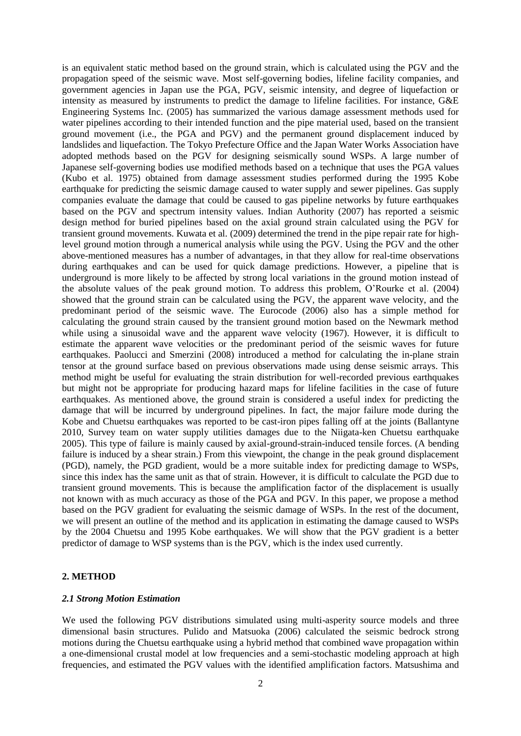is an equivalent static method based on the ground strain, which is calculated using the PGV and the propagation speed of the seismic wave. Most self-governing bodies, lifeline facility companies, and government agencies in Japan use the PGA, PGV, seismic intensity, and degree of liquefaction or intensity as measured by instruments to predict the damage to lifeline facilities. For instance, G&E Engineering Systems Inc. (2005) has summarized the various damage assessment methods used for water pipelines according to their intended function and the pipe material used, based on the transient ground movement (i.e., the PGA and PGV) and the permanent ground displacement induced by landslides and liquefaction. The Tokyo Prefecture Office and the Japan Water Works Association have adopted methods based on the PGV for designing seismically sound WSPs. A large number of Japanese self-governing bodies use modified methods based on a technique that uses the PGA values (Kubo et al. 1975) obtained from damage assessment studies performed during the 1995 Kobe earthquake for predicting the seismic damage caused to water supply and sewer pipelines. Gas supply companies evaluate the damage that could be caused to gas pipeline networks by future earthquakes based on the PGV and spectrum intensity values. Indian Authority (2007) has reported a seismic design method for buried pipelines based on the axial ground strain calculated using the PGV for transient ground movements. Kuwata et al. (2009) determined the trend in the pipe repair rate for high-level ground motion through a numerical analysis while using the PGV. Using the PGV and the other above-mentioned measures has a number of advantages, in that they allow for real-time observations during earthquakes and can be used for quick damage predictions. However, a pipeline that is underground is more likely to be affected by strong local variations in the ground motion instead of the absolute values of the peak ground motion. To address this problem, O'Rourke et al. (2004) showed that the ground strain can be calculated using the PGV, the apparent wave velocity, and the predominant period of the seismic wave. The Eurocode (2006) also has a simple method for calculating the ground strain caused by the transient ground motion based on the Newmark method while using a sinusoidal wave and the apparent wave velocity (1967). However, it is difficult to estimate the apparent wave velocities or the predominant period of the seismic waves for future earthquakes. Paolucci and Smerzini (2008) introduced a method for calculating the in-plane strain tensor at the ground surface based on previous observations made using dense seismic arrays. This method might be useful for evaluating the strain distribution for well-recorded previous earthquakes but might not be appropriate for producing hazard maps for lifeline facilities in the case of future earthquakes. As mentioned above, the ground strain is considered a useful index for predicting the damage that will be incurred by underground pipelines. In fact, the major failure mode during the Kobe and Chuetsu earthquakes was reported to be cast-iron pipes falling off at the joints (Ballantyne 2010, Survey team on water supply utilities damages due to the Niigata-ken Chuetsu earthquake 2005). This type of failure is mainly caused by axial-ground-strain-induced tensile forces. (A bending failure is induced by a shear strain.) From this viewpoint, the change in the peak ground displacement (PGD), namely, the PGD gradient, would be a more suitable index for predicting damage to WSPs, since this index has the same unit as that of strain. However, it is difficult to calculate the PGD due to transient ground movements. This is because the amplification factor of the displacement is usually not known with as much accuracy as those of the PGA and PGV. In this paper, we propose a method based on the PGV gradient for evaluating the seismic damage of WSPs. In the rest of the document, we will present an outline of the method and its application in estimating the damage caused to WSPs by the 2004 Chuetsu and 1995 Kobe earthquakes. We will show that the PGV gradient is a better predictor of damage to WSP systems than is the PGV, which is the index used currently.

## 2. METHOD

### *2.1 Strong Motion Estimation*

We used the following PGV distributions simulated using multi-asperity source models and three dimensional basin structures. Pulido and Matsuoka (2006) calculated the seismic bedrock strong motions during the Chuetsu earthquake using a hybrid method that combined wave propagation within a one-dimensional crustal model at low frequencies and a semi-stochastic modeling approach at high frequencies, and estimated the PGV values with the identified amplification factors. Matsushima and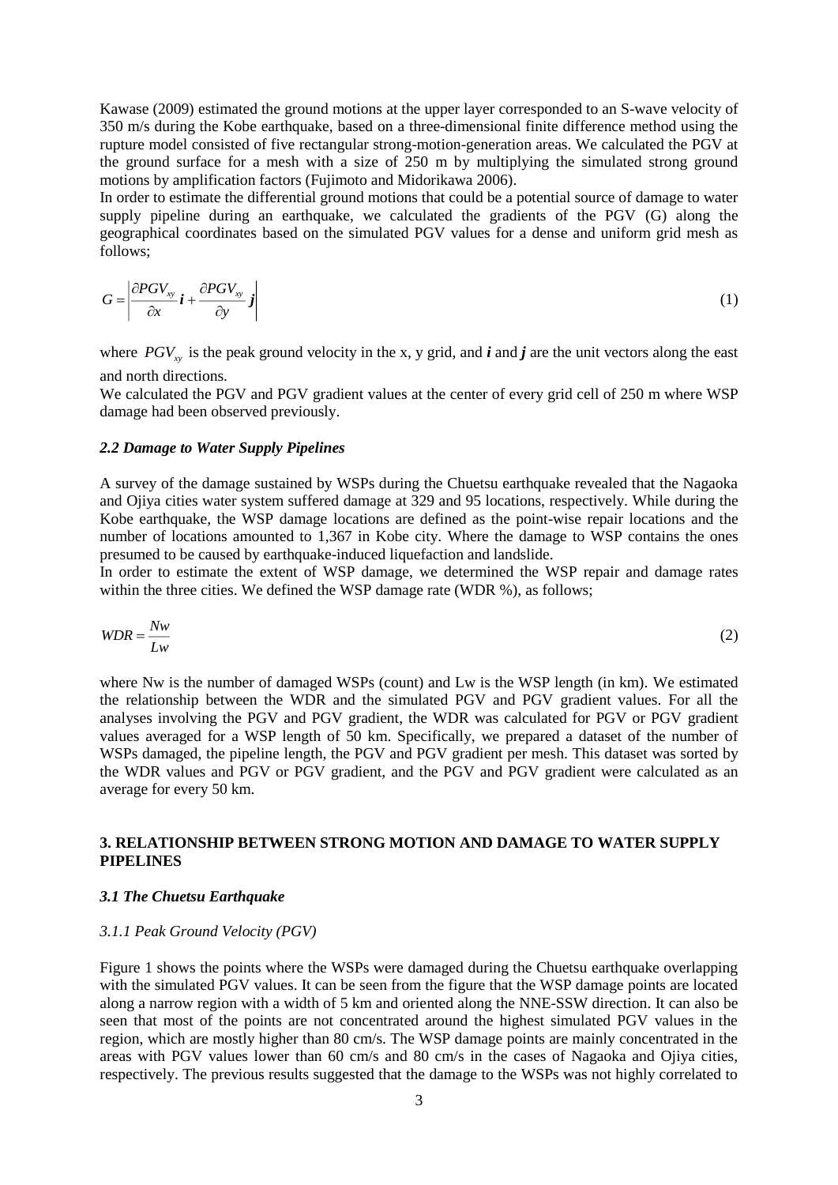Kawase (2009) estimated the ground motions at the upper layer corresponded to an S-wave velocity of 350 m/s during the Kobe earthquake, based on a three-dimensional finite difference method using the rupture model consisted of five rectangular strong-motion-generation areas. We calculated the PGV at the ground surface for a mesh with a size of 250 m by multiplying the simulated strong ground motions by amplification factors (Fujimoto and Midorikawa 2006).

In order to estimate the differential ground motions that could be a potential source of damage to water supply pipeline during an earthquake, we calculated the gradients of the PGV (G) along the geographical coordinates based on the simulated PGV values for a dense and uniform grid mesh as follows;

$$G = \left| \frac{\partial PGV_{xy}}{\partial x} \boldsymbol{i} + \frac{\partial PGV_{xy}}{\partial y} \boldsymbol{j} \right| \tag{1}$$

where $PGV_{xy}$ is the peak ground velocity in the x, y grid, and $\boldsymbol{i}$ and $\boldsymbol{j}$ are the unit vectors along the east and north directions.

We calculated the PGV and PGV gradient values at the center of every grid cell of 250 m where WSP damage had been observed previously.

### *2.2 Damage to Water Supply Pipelines*

A survey of the damage sustained by WSPs during the Chuetsu earthquake revealed that the Nagaoka and Ojiya cities water system suffered damage at 329 and 95 locations, respectively. While during the Kobe earthquake, the WSP damage locations are defined as the point-wise repair locations and the number of locations amounted to 1,367 in Kobe city. Where the damage to WSP contains the ones presumed to be caused by earthquake-induced liquefaction and landslide.

In order to estimate the extent of WSP damage, we determined the WSP repair and damage rates within the three cities. We defined the WSP damage rate (WDR %), as follows;

$$WDR = \frac{Nw}{Lw} \tag{2}$$

where Nw is the number of damaged WSPs (count) and Lw is the WSP length (in km). We estimated the relationship between the WDR and the simulated PGV and PGV gradient values. For all the analyses involving the PGV and PGV gradient, the WDR was calculated for PGV or PGV gradient values averaged for a WSP length of 50 km. Specifically, we prepared a dataset of the number of WSPs damaged, the pipeline length, the PGV and PGV gradient per mesh. This dataset was sorted by the WDR values and PGV or PGV gradient, and the PGV and PGV gradient were calculated as an average for every 50 km.

## 3. RELATIONSHIP BETWEEN STRONG MOTION AND DAMAGE TO WATER SUPPLY PIPELINES

### *3.1 The Chuetsu Earthquake*

#### *3.1.1 Peak Ground Velocity (PGV)*

Figure 1 shows the points where the WSPs were damaged during the Chuetsu earthquake overlapping with the simulated PGV values. It can be seen from the figure that the WSP damage points are located along a narrow region with a width of 5 km and oriented along the NNE-SSW direction. It can also be seen that most of the points are not concentrated around the highest simulated PGV values in the region, which are mostly higher than 80 cm/s. The WSP damage points are mainly concentrated in the areas with PGV values lower than 60 cm/s and 80 cm/s in the cases of Nagaoka and Ojiya cities, respectively. The previous results suggested that the damage to the WSPs was not highly correlated to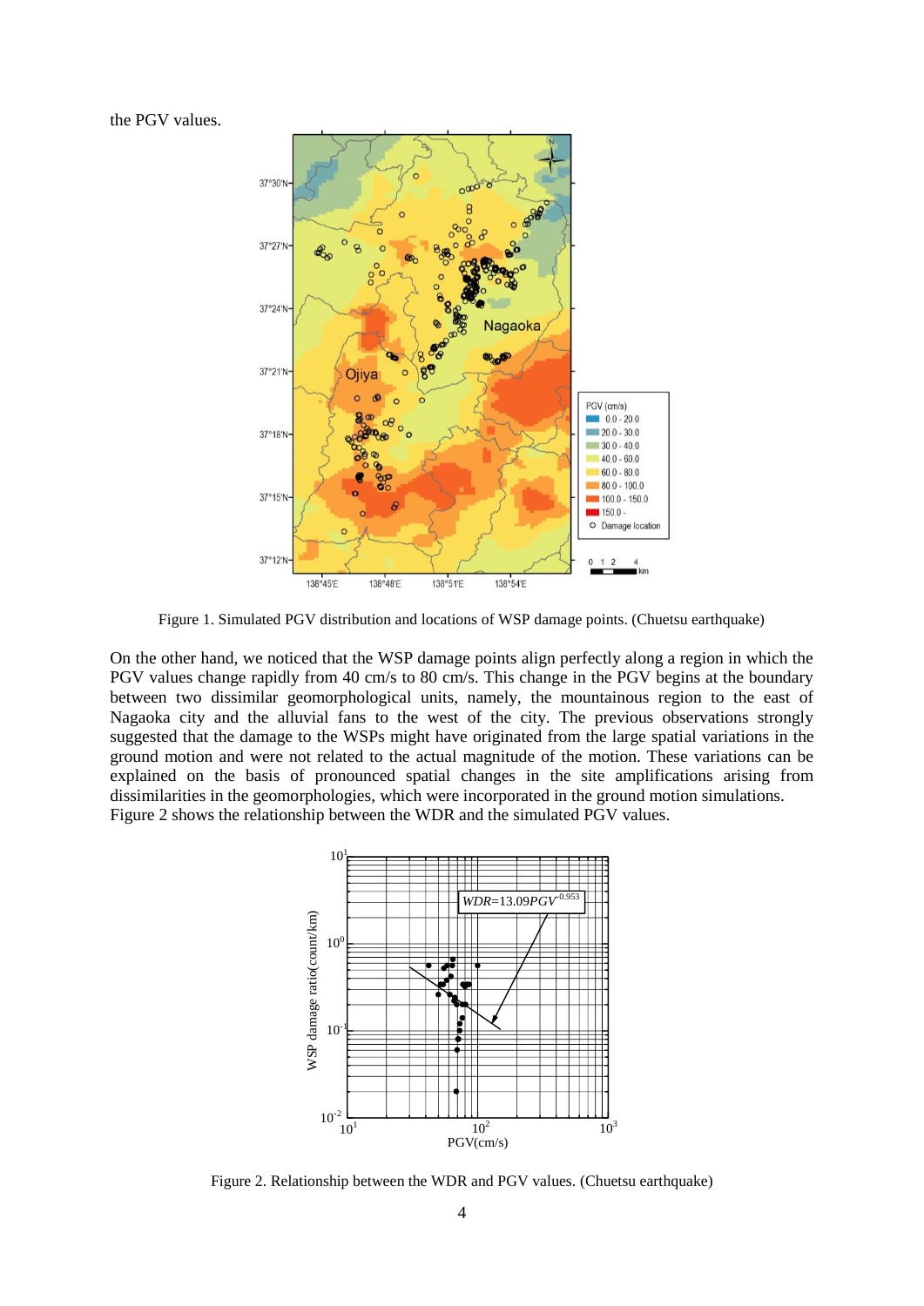the PGV values.

Figure 1. Simulated PGV distribution and locations of WSP damage points. (Chuetsu earthquake)

On the other hand, we noticed that the WSP damage points align perfectly along a region in which the PGV values change rapidly from 40 cm/s to 80 cm/s. This change in the PGV begins at the boundary between two dissimilar geomorphological units, namely, the mountainous region to the east of Nagaoka city and the alluvial fans to the west of the city. The previous observations strongly suggested that the damage to the WSPs might have originated from the large spatial variations in the ground motion and were not related to the actual magnitude of the motion. These variations can be explained on the basis of pronounced spatial changes in the site amplifications arising from dissimilarities in the geomorphologies, which were incorporated in the ground motion simulations.
Figure 2 shows the relationship between the WDR and the simulated PGV values.

Figure 2. Relationship between the WDR and PGV values. (Chuetsu earthquake)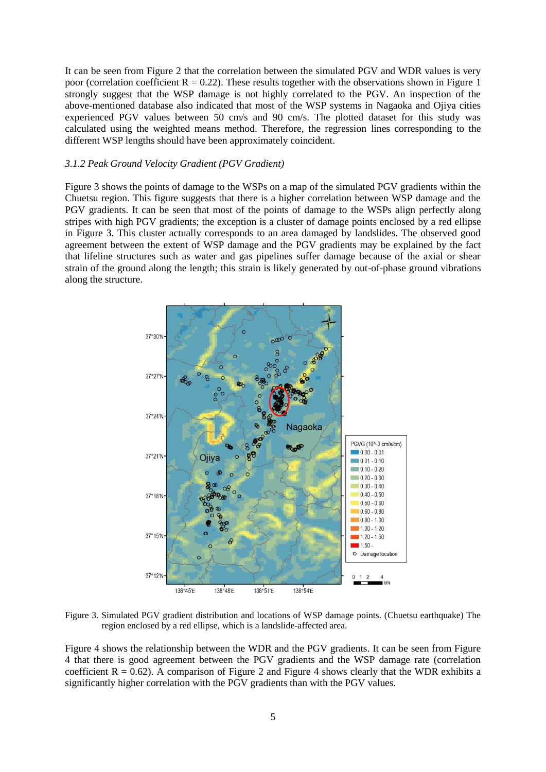It can be seen from Figure 2 that the correlation between the simulated PGV and WDR values is very poor (correlation coefficient R = 0.22). These results together with the observations shown in Figure 1 strongly suggest that the WSP damage is not highly correlated to the PGV. An inspection of the above-mentioned database also indicated that most of the WSP systems in Nagaoka and Ojiya cities experienced PGV values between 50 cm/s and 90 cm/s. The plotted dataset for this study was calculated using the weighted means method. Therefore, the regression lines corresponding to the different WSP lengths should have been approximately coincident.

### *3.1.2 Peak Ground Velocity Gradient (PGV Gradient)*

Figure 3 shows the points of damage to the WSPs on a map of the simulated PGV gradients within the Chuetsu region. This figure suggests that there is a higher correlation between WSP damage and the PGV gradients. It can be seen that most of the points of damage to the WSPs align perfectly along stripes with high PGV gradients; the exception is a cluster of damage points enclosed by a red ellipse in Figure 3. This cluster actually corresponds to an area damaged by landslides. The observed good agreement between the extent of WSP damage and the PGV gradients may be explained by the fact that lifeline structures such as water and gas pipelines suffer damage because of the axial or shear strain of the ground along the length; this strain is likely generated by out-of-phase ground vibrations along the structure.

Figure 3. Simulated PGV gradient distribution and locations of WSP damage points. (Chuetsu earthquake) The region enclosed by a red ellipse, which is a landslide-affected area.

Figure 4 shows the relationship between the WDR and the PGV gradients. It can be seen from Figure 4 that there is good agreement between the PGV gradients and the WSP damage rate (correlation coefficient R = 0.62). A comparison of Figure 2 and Figure 4 shows clearly that the WDR exhibits a significantly higher correlation with the PGV gradients than with the PGV values.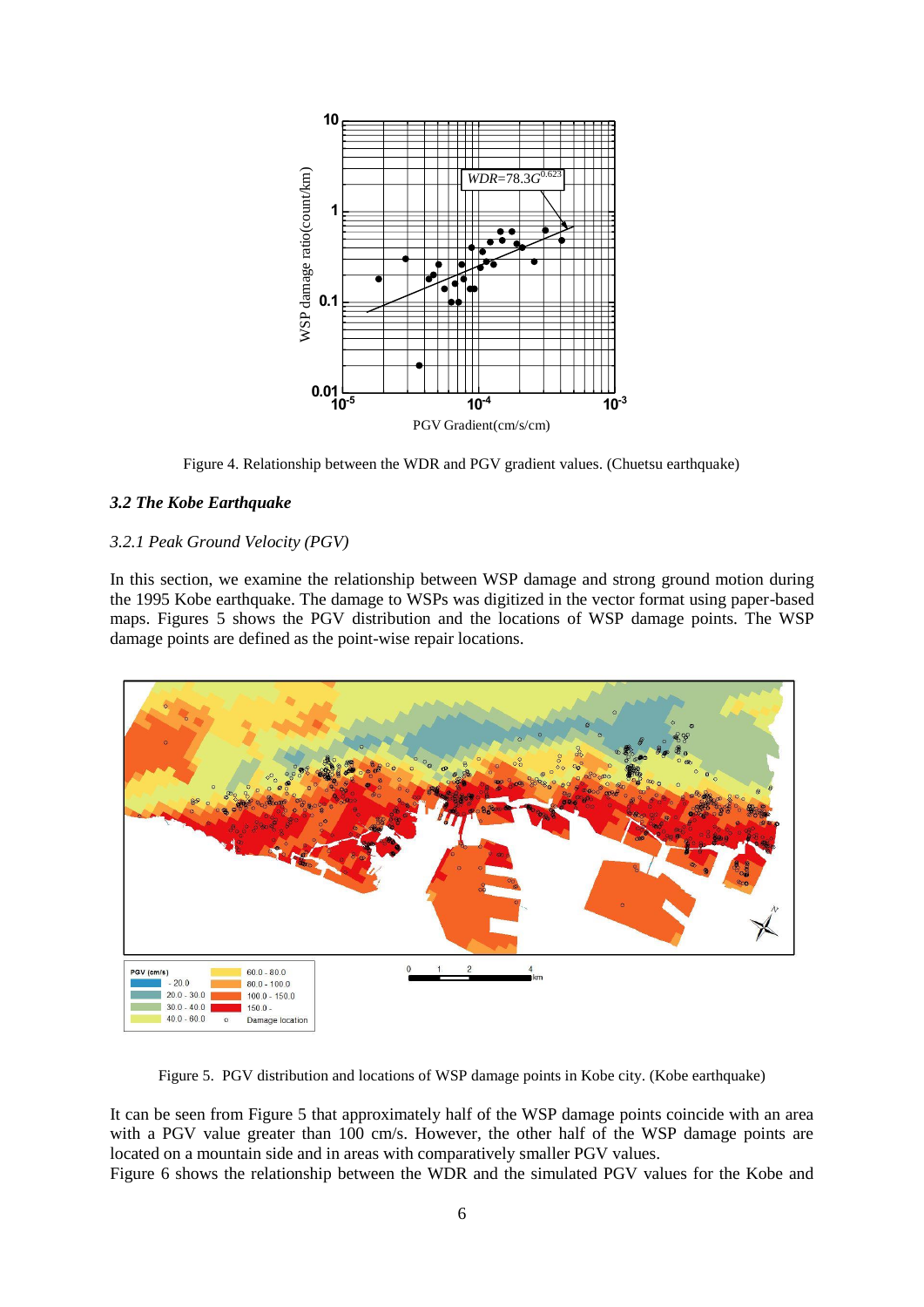Figure 4. Relationship between the WDR and PGV gradient values. (Chuetsu earthquake)

### *3.2 The Kobe Earthquake*

#### *3.2.1 Peak Ground Velocity (PGV)*

In this section, we examine the relationship between WSP damage and strong ground motion during the 1995 Kobe earthquake. The damage to WSPs was digitized in the vector format using paper-based maps. Figures 5 shows the PGV distribution and the locations of WSP damage points. The WSP damage points are defined as the point-wise repair locations.

Figure 5. PGV distribution and locations of WSP damage points in Kobe city. (Kobe earthquake)

It can be seen from Figure 5 that approximately half of the WSP damage points coincide with an area with a PGV value greater than 100 cm/s. However, the other half of the WSP damage points are located on a mountain side and in areas with comparatively smaller PGV values.

Figure 6 shows the relationship between the WDR and the simulated PGV values for the Kobe and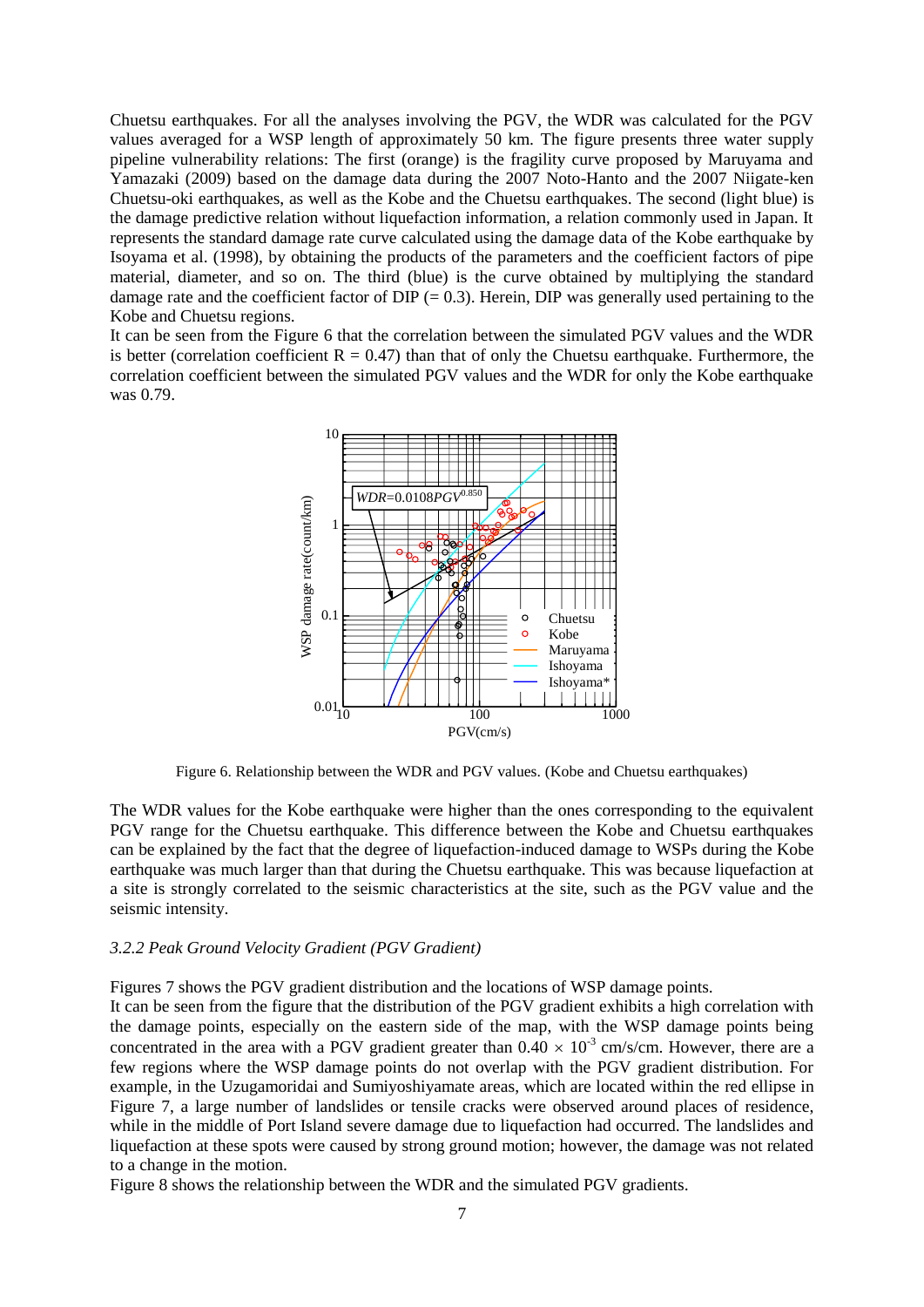Chuetsu earthquakes. For all the analyses involving the PGV, the WDR was calculated for the PGV values averaged for a WSP length of approximately 50 km. The figure presents three water supply pipeline vulnerability relations: The first (orange) is the fragility curve proposed by Maruyama and Yamazaki (2009) based on the damage data during the 2007 Noto-Hanto and the 2007 Niigate-ken Chuetsu-oki earthquakes, as well as the Kobe and the Chuetsu earthquakes. The second (light blue) is the damage predictive relation without liquefaction information, a relation commonly used in Japan. It represents the standard damage rate curve calculated using the damage data of the Kobe earthquake by Isoyama et al. (1998), by obtaining the products of the parameters and the coefficient factors of pipe material, diameter, and so on. The third (blue) is the curve obtained by multiplying the standard damage rate and the coefficient factor of DIP (= 0.3). Herein, DIP was generally used pertaining to the Kobe and Chuetsu regions.

It can be seen from the Figure 6 that the correlation between the simulated PGV values and the WDR is better (correlation coefficient R = 0.47) than that of only the Chuetsu earthquake. Furthermore, the correlation coefficient between the simulated PGV values and the WDR for only the Kobe earthquake was 0.79.

Figure 6. Relationship between the WDR and PGV values. (Kobe and Chuetsu earthquakes)

The WDR values for the Kobe earthquake were higher than the ones corresponding to the equivalent PGV range for the Chuetsu earthquake. This difference between the Kobe and Chuetsu earthquakes can be explained by the fact that the degree of liquefaction-induced damage to WSPs during the Kobe earthquake was much larger than that during the Chuetsu earthquake. This was because liquefaction at a site is strongly correlated to the seismic characteristics at the site, such as the PGV value and the seismic intensity.

### *3.2.2 Peak Ground Velocity Gradient (PGV Gradient)*

Figures 7 shows the PGV gradient distribution and the locations of WSP damage points.

It can be seen from the figure that the distribution of the PGV gradient exhibits a high correlation with the damage points, especially on the eastern side of the map, with the WSP damage points being concentrated in the area with a PGV gradient greater than $0.40 \times 10^{-3}$ cm/s/cm. However, there are a few regions where the WSP damage points do not overlap with the PGV gradient distribution. For example, in the Uzugamoridai and Sumiyoshiyamate areas, which are located within the red ellipse in Figure 7, a large number of landslides or tensile cracks were observed around places of residence, while in the middle of Port Island severe damage due to liquefaction had occurred. The landslides and liquefaction at these spots were caused by strong ground motion; however, the damage was not related to a change in the motion.

Figure 8 shows the relationship between the WDR and the simulated PGV gradients.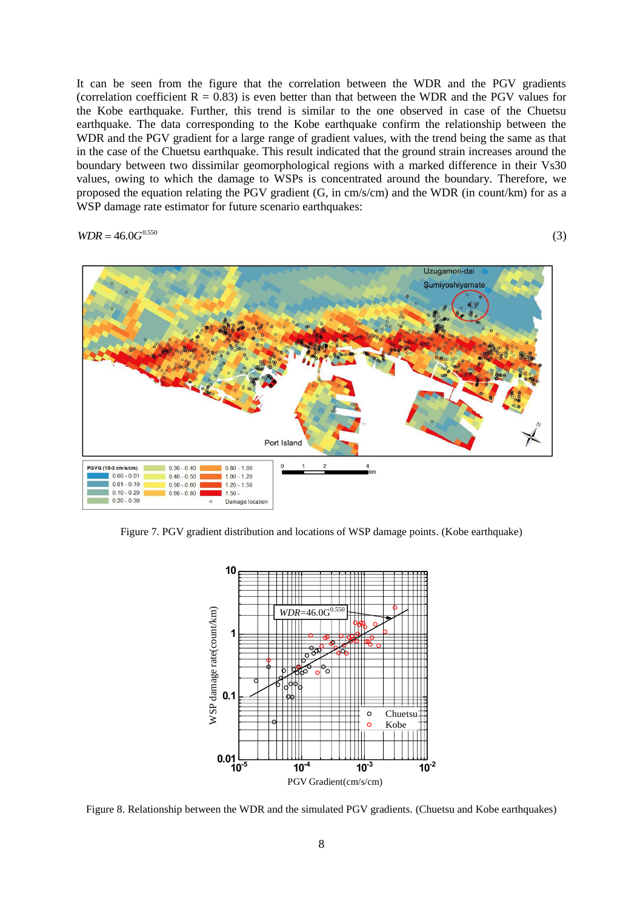It can be seen from the figure that the correlation between the WDR and the PGV gradients (correlation coefficient R = 0.83) is even better than that between the WDR and the PGV values for the Kobe earthquake. Further, this trend is similar to the one observed in case of the Chuetsu earthquake. The data corresponding to the Kobe earthquake confirm the relationship between the WDR and the PGV gradient for a large range of gradient values, with the trend being the same as that in the case of the Chuetsu earthquake. This result indicated that the ground strain increases around the boundary between two dissimilar geomorphological regions with a marked difference in their Vs30 values, owing to which the damage to WSPs is concentrated around the boundary. Therefore, we proposed the equation relating the PGV gradient (G, in cm/s/cm) and the WDR (in count/km) for as a WSP damage rate estimator for future scenario earthquakes:

$$WDR = 46.0G^{0.550} \quad (3)$$

Figure 7. PGV gradient distribution and locations of WSP damage points. (Kobe earthquake)

Figure 8. Relationship between the WDR and the simulated PGV gradients. (Chuetsu and Kobe earthquakes)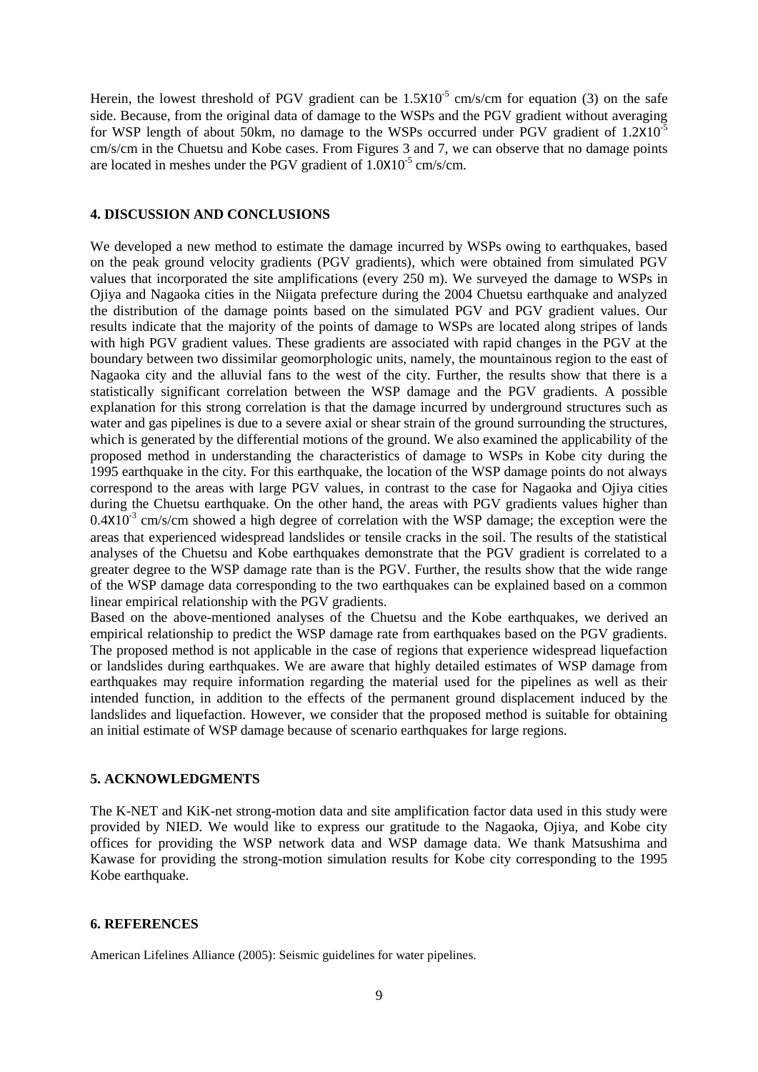Herein, the lowest threshold of PGV gradient can be $1.5 \times 10^{-5}$ cm/s/cm for equation (3) on the safe side. Because, from the original data of damage to the WSPs and the PGV gradient without averaging for WSP length of about 50km, no damage to the WSPs occurred under PGV gradient of $1.2 \times 10^{-5}$ cm/s/cm in the Chuetsu and Kobe cases. From Figures 3 and 7, we can observe that no damage points are located in meshes under the PGV gradient of $1.0 \times 10^{-5}$ cm/s/cm.

## 4. DISCUSSION AND CONCLUSIONS

We developed a new method to estimate the damage incurred by WSPs owing to earthquakes, based on the peak ground velocity gradients (PGV gradients), which were obtained from simulated PGV values that incorporated the site amplifications (every 250 m). We surveyed the damage to WSPs in Ojiya and Nagaoka cities in the Niigata prefecture during the 2004 Chuetsu earthquake and analyzed the distribution of the damage points based on the simulated PGV and PGV gradient values. Our results indicate that the majority of the points of damage to WSPs are located along stripes of lands with high PGV gradient values. These gradients are associated with rapid changes in the PGV at the boundary between two dissimilar geomorphologic units, namely, the mountainous region to the east of Nagaoka city and the alluvial fans to the west of the city. Further, the results show that there is a statistically significant correlation between the WSP damage and the PGV gradients. A possible explanation for this strong correlation is that the damage incurred by underground structures such as water and gas pipelines is due to a severe axial or shear strain of the ground surrounding the structures, which is generated by the differential motions of the ground. We also examined the applicability of the proposed method in understanding the characteristics of damage to WSPs in Kobe city during the 1995 earthquake in the city. For this earthquake, the location of the WSP damage points do not always correspond to the areas with large PGV values, in contrast to the case for Nagaoka and Ojiya cities during the Chuetsu earthquake. On the other hand, the areas with PGV gradients values higher than $0.4 \times 10^{-3}$ cm/s/cm showed a high degree of correlation with the WSP damage; the exception were the areas that experienced widespread landslides or tensile cracks in the soil. The results of the statistical analyses of the Chuetsu and Kobe earthquakes demonstrate that the PGV gradient is correlated to a greater degree to the WSP damage rate than is the PGV. Further, the results show that the wide range of the WSP damage data corresponding to the two earthquakes can be explained based on a common linear empirical relationship with the PGV gradients.

Based on the above-mentioned analyses of the Chuetsu and the Kobe earthquakes, we derived an empirical relationship to predict the WSP damage rate from earthquakes based on the PGV gradients. The proposed method is not applicable in the case of regions that experience widespread liquefaction or landslides during earthquakes. We are aware that highly detailed estimates of WSP damage from earthquakes may require information regarding the material used for the pipelines as well as their intended function, in addition to the effects of the permanent ground displacement induced by the landslides and liquefaction. However, we consider that the proposed method is suitable for obtaining an initial estimate of WSP damage because of scenario earthquakes for large regions.

## 5. ACKNOWLEDGMENTS

The K-NET and KiK-net strong-motion data and site amplification factor data used in this study were provided by NIED. We would like to express our gratitude to the Nagaoka, Ojiya, and Kobe city offices for providing the WSP network data and WSP damage data. We thank Matsushima and Kawase for providing the strong-motion simulation results for Kobe city corresponding to the 1995 Kobe earthquake.

## 6. REFERENCES

American Lifelines Alliance (2005): Seismic guidelines for water pipelines.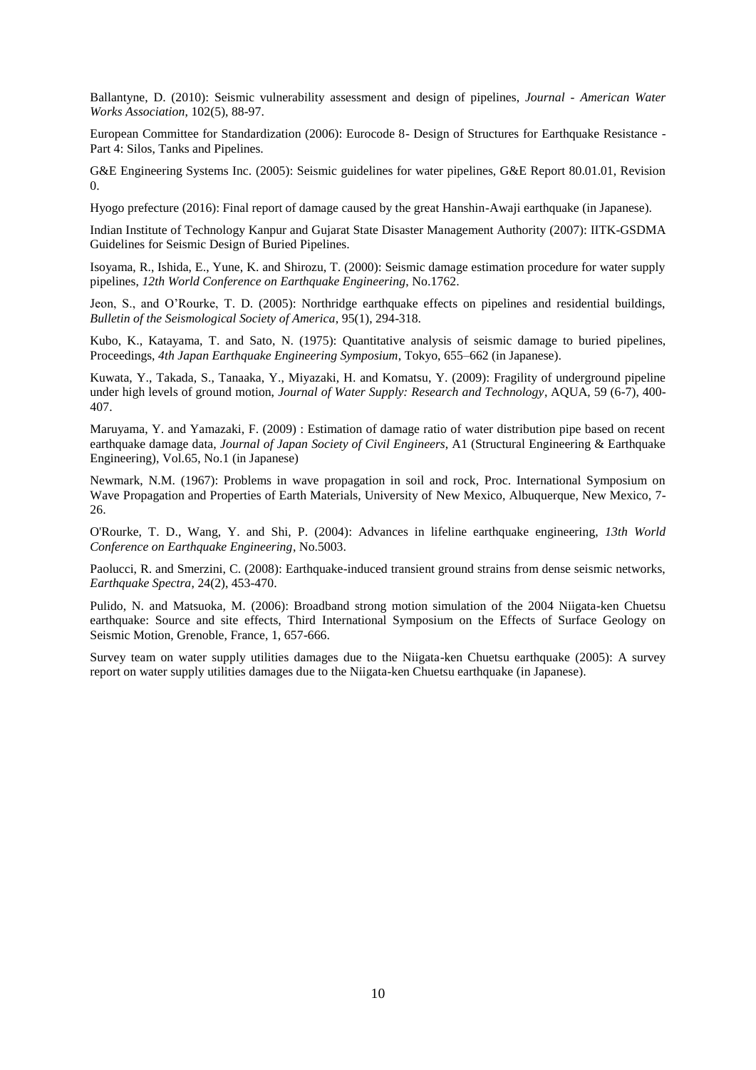Ballantyne, D. (2010): Seismic vulnerability assessment and design of pipelines, *Journal - American Water Works Association*, 102(5), 88-97.

European Committee for Standardization (2006): Eurocode 8- Design of Structures for Earthquake Resistance - Part 4: Silos, Tanks and Pipelines.

G&E Engineering Systems Inc. (2005): Seismic guidelines for water pipelines, G&E Report 80.01.01, Revision 0.

Hyogo prefecture (2016): Final report of damage caused by the great Hanshin-Awaji earthquake (in Japanese).

Indian Institute of Technology Kanpur and Gujarat State Disaster Management Authority (2007): IITK-GSDMA Guidelines for Seismic Design of Buried Pipelines.

Isoyama, R., Ishida, E., Yune, K. and Shirozu, T. (2000): Seismic damage estimation procedure for water supply pipelines, *12th World Conference on Earthquake Engineering*, No.1762.

Jeon, S., and O'Rourke, T. D. (2005): Northridge earthquake effects on pipelines and residential buildings, *Bulletin of the Seismological Society of America*, 95(1), 294-318.

Kubo, K., Katayama, T. and Sato, N. (1975): Quantitative analysis of seismic damage to buried pipelines, Proceedings, *4th Japan Earthquake Engineering Symposium*, Tokyo, 655–662 (in Japanese).

Kuwata, Y., Takada, S., Tanaaka, Y., Miyazaki, H. and Komatsu, Y. (2009): Fragility of underground pipeline under high levels of ground motion, *Journal of Water Supply: Research and Technology*, AQUA, 59 (6-7), 400-407.

Maruyama, Y. and Yamazaki, F. (2009) : Estimation of damage ratio of water distribution pipe based on recent earthquake damage data, *Journal of Japan Society of Civil Engineers*, A1 (Structural Engineering & Earthquake Engineering), Vol.65, No.1 (in Japanese)

Newmark, N.M. (1967): Problems in wave propagation in soil and rock, Proc. International Symposium on Wave Propagation and Properties of Earth Materials, University of New Mexico, Albuquerque, New Mexico, 7-26.

O'Rourke, T. D., Wang, Y. and Shi, P. (2004): Advances in lifeline earthquake engineering, *13th World Conference on Earthquake Engineering*, No.5003.

Paolucci, R. and Smerzini, C. (2008): Earthquake-induced transient ground strains from dense seismic networks, *Earthquake Spectra*, 24(2), 453-470.

Pulido, N. and Matsuoka, M. (2006): Broadband strong motion simulation of the 2004 Niigata-ken Chuetsu earthquake: Source and site effects, Third International Symposium on the Effects of Surface Geology on Seismic Motion, Grenoble, France, 1, 657-666.

Survey team on water supply utilities damages due to the Niigata-ken Chuetsu earthquake (2005): A survey report on water supply utilities damages due to the Niigata-ken Chuetsu earthquake (in Japanese).